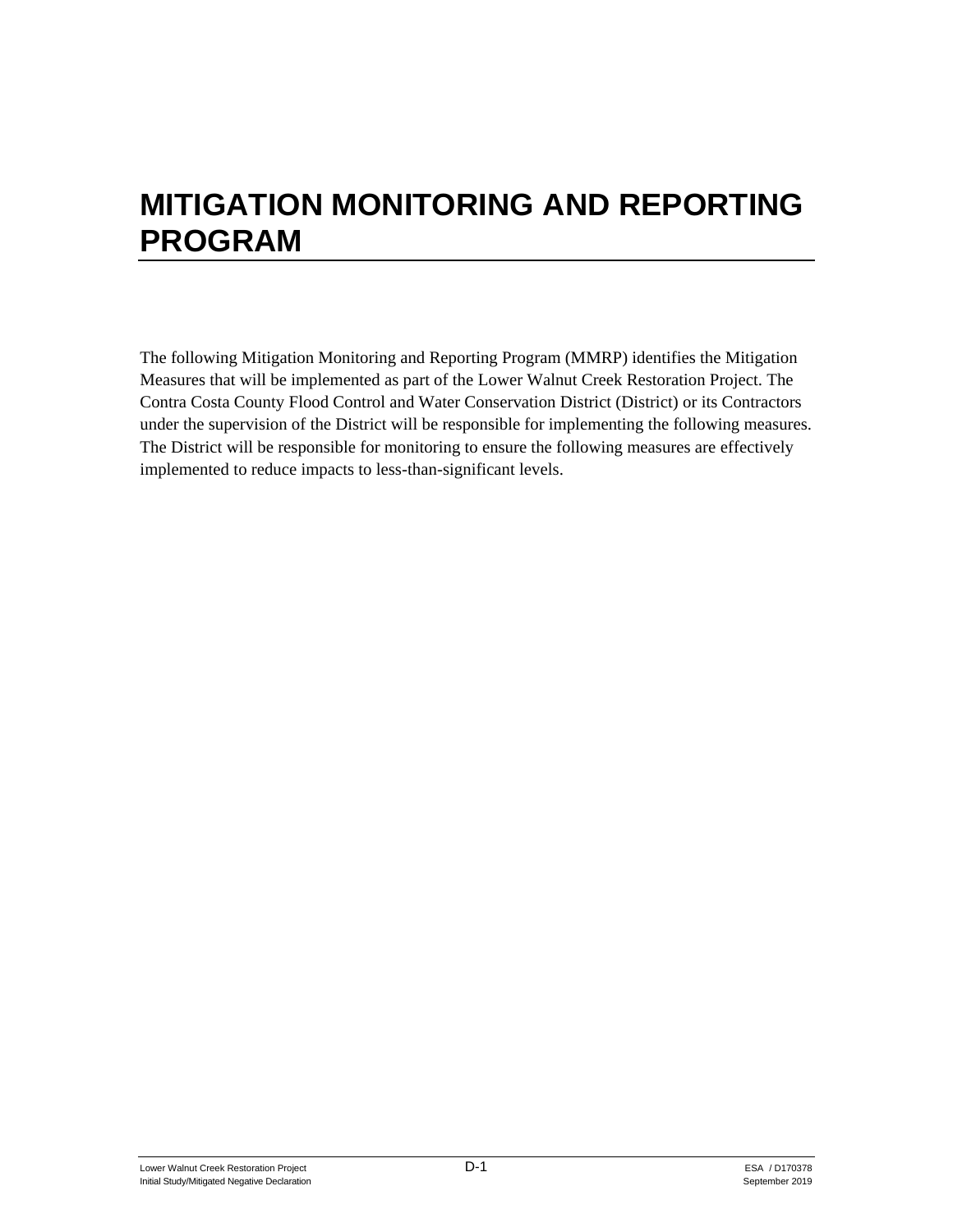# MITIGATION MONITORING AND REPORTING PROGRAM

The following Mitigation Monitoring and Reporting Program (MMRP) identifies the Mitigation Measures that will be implemented as part of the Lower Walnut Creek Restoration Project. The Contra Costa County Flood Control and Water Conservation District (District) or its Contractors under the supervision of the District will be responsible for implementing the following measures. The District will be responsible for monitoring to ensure the following measures are effectively implemented to reduce impacts to less-than-significant levels.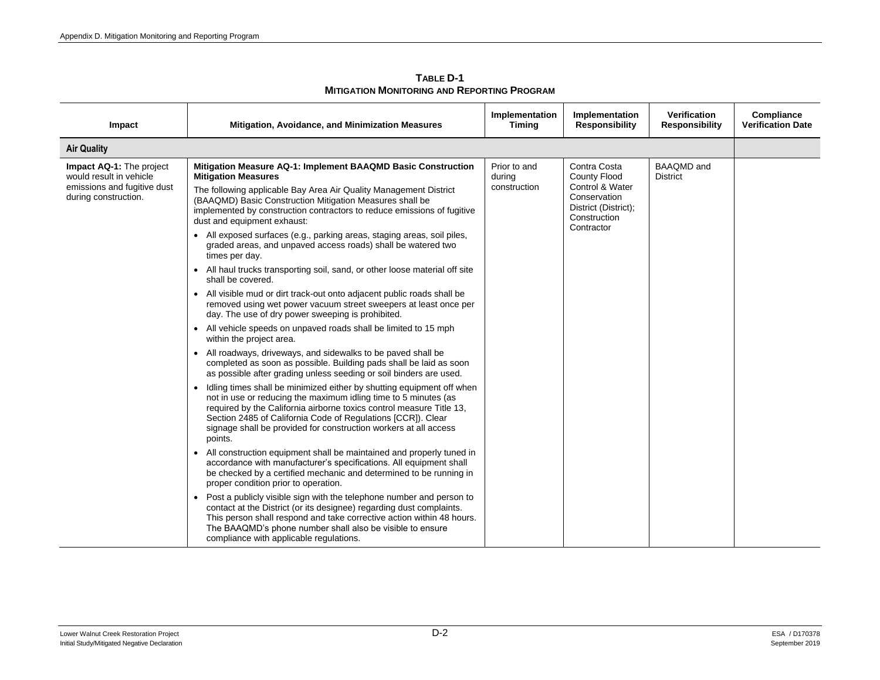**TABLE D-1**
**MITIGATION MONITORING AND REPORTING PROGRAM**

| Impact | Mitigation, Avoidance, and Minimization Measures | Implementation Timing | Implementation Responsibility | Verification Responsibility | Compliance Verification Date |
|---|---|---|---|---|---|
| **Air Quality** | | | | | |
| **Impact AQ-1:** The project would result in vehicle emissions and fugitive dust during construction. | **Mitigation Measure AQ-1: Implement BAAQMD Basic Construction Mitigation Measures**<br>The following applicable Bay Area Air Quality Management District (BAAQMD) Basic Construction Mitigation Measures shall be implemented by construction contractors to reduce emissions of fugitive dust and equipment exhaust:<br>• All exposed surfaces (e.g., parking areas, staging areas, soil piles, graded areas, and unpaved access roads) shall be watered two times per day.<br>• All haul trucks transporting soil, sand, or other loose material off site shall be covered.<br>• All visible mud or dirt track-out onto adjacent public roads shall be removed using wet power vacuum street sweepers at least once per day. The use of dry power sweeping is prohibited.<br>• All vehicle speeds on unpaved roads shall be limited to 15 mph within the project area.<br>• All roadways, driveways, and sidewalks to be paved shall be completed as soon as possible. Building pads shall be laid as soon as possible after grading unless seeding or soil binders are used.<br>• Idling times shall be minimized either by shutting equipment off when not in use or reducing the maximum idling time to 5 minutes (as required by the California airborne toxics control measure Title 13, Section 2485 of California Code of Regulations [CCR]). Clear signage shall be provided for construction workers at all access points.<br>• All construction equipment shall be maintained and properly tuned in accordance with manufacturer's specifications. All equipment shall be checked by a certified mechanic and determined to be running in proper condition prior to operation.<br>• Post a publicly visible sign with the telephone number and person to contact at the District (or its designee) regarding dust complaints. This person shall respond and take corrective action within 48 hours. The BAAQMD's phone number shall also be visible to ensure compliance with applicable regulations. | Prior to and during construction | Contra Costa County Flood Control & Water Conservation District (District); Construction Contractor | BAAQMD and District | |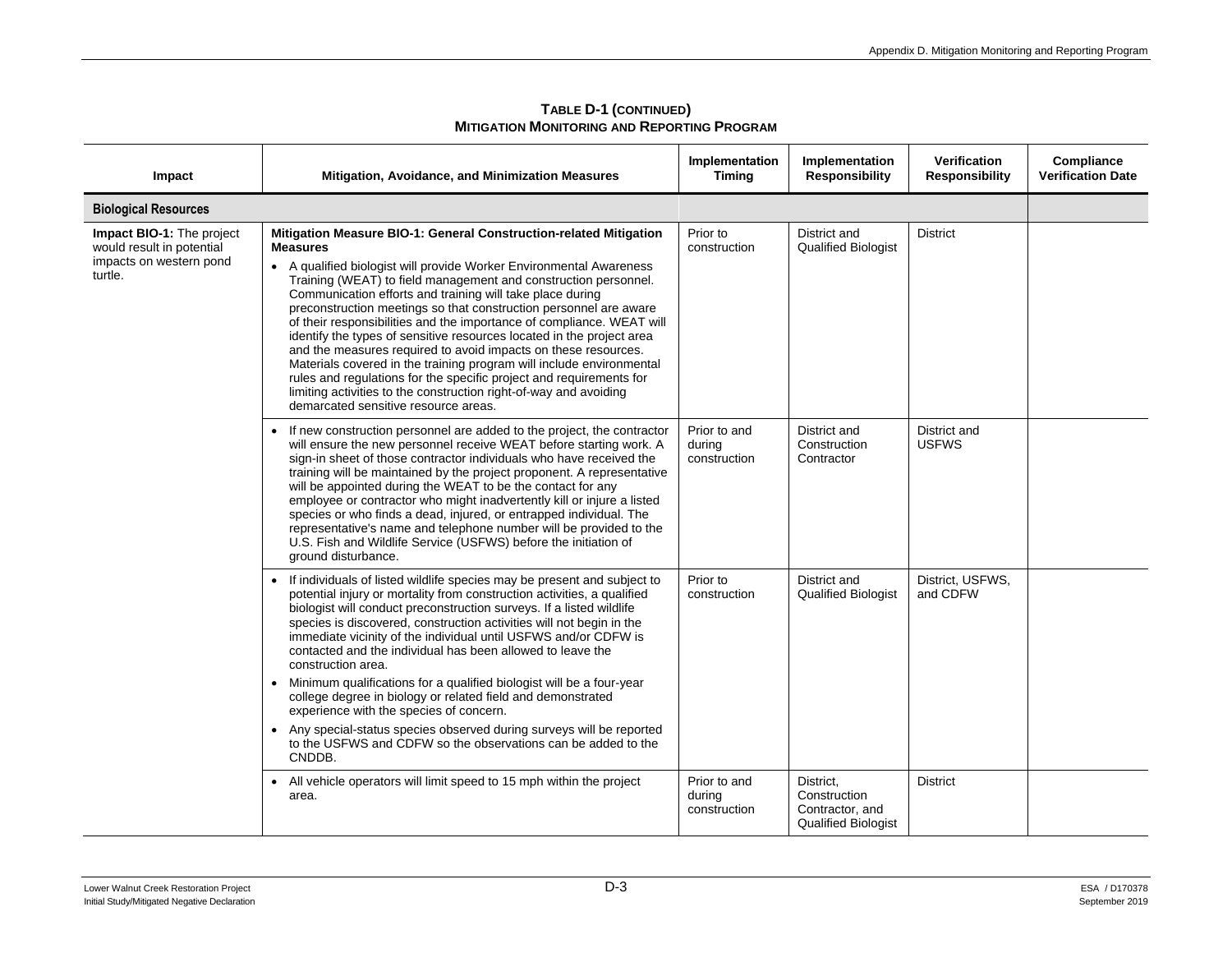**TABLE D-1 (CONTINUED)**
**MITIGATION MONITORING AND REPORTING PROGRAM**

| Impact | Mitigation, Avoidance, and Minimization Measures | Implementation Timing | Implementation Responsibility | Verification Responsibility | Compliance Verification Date |
|---|---|---|---|---|---|
| **Biological Resources** | | | | | |
| **Impact BIO-1:** The project would result in potential impacts on western pond turtle. | **Mitigation Measure BIO-1: General Construction-related Mitigation Measures**<br>• A qualified biologist will provide Worker Environmental Awareness Training (WEAT) to field management and construction personnel. Communication efforts and training will take place during preconstruction meetings so that construction personnel are aware of their responsibilities and the importance of compliance. WEAT will identify the types of sensitive resources located in the project area and the measures required to avoid impacts on these resources. Materials covered in the training program will include environmental rules and regulations for the specific project and requirements for limiting activities to the construction right-of-way and avoiding demarcated sensitive resource areas. | Prior to construction | District and Qualified Biologist | District | |
| | • If new construction personnel are added to the project, the contractor will ensure the new personnel receive WEAT before starting work. A sign-in sheet of those contractor individuals who have received the training will be maintained by the project proponent. A representative will be appointed during the WEAT to be the contact for any employee or contractor who might inadvertently kill or injure a listed species or who finds a dead, injured, or entrapped individual. The representative's name and telephone number will be provided to the U.S. Fish and Wildlife Service (USFWS) before the initiation of ground disturbance. | Prior to and during construction | District and Construction Contractor | District and USFWS | |
| | • If individuals of listed wildlife species may be present and subject to potential injury or mortality from construction activities, a qualified biologist will conduct preconstruction surveys. If a listed wildlife species is discovered, construction activities will not begin in the immediate vicinity of the individual until USFWS and/or CDFW is contacted and the individual has been allowed to leave the construction area.<br>• Minimum qualifications for a qualified biologist will be a four-year college degree in biology or related field and demonstrated experience with the species of concern.<br>• Any special-status species observed during surveys will be reported to the USFWS and CDFW so the observations can be added to the CNDDB. | Prior to construction | District and Qualified Biologist | District, USFWS, and CDFW | |
| | • All vehicle operators will limit speed to 15 mph within the project area. | Prior to and during construction | District, Construction Contractor, and Qualified Biologist | District | |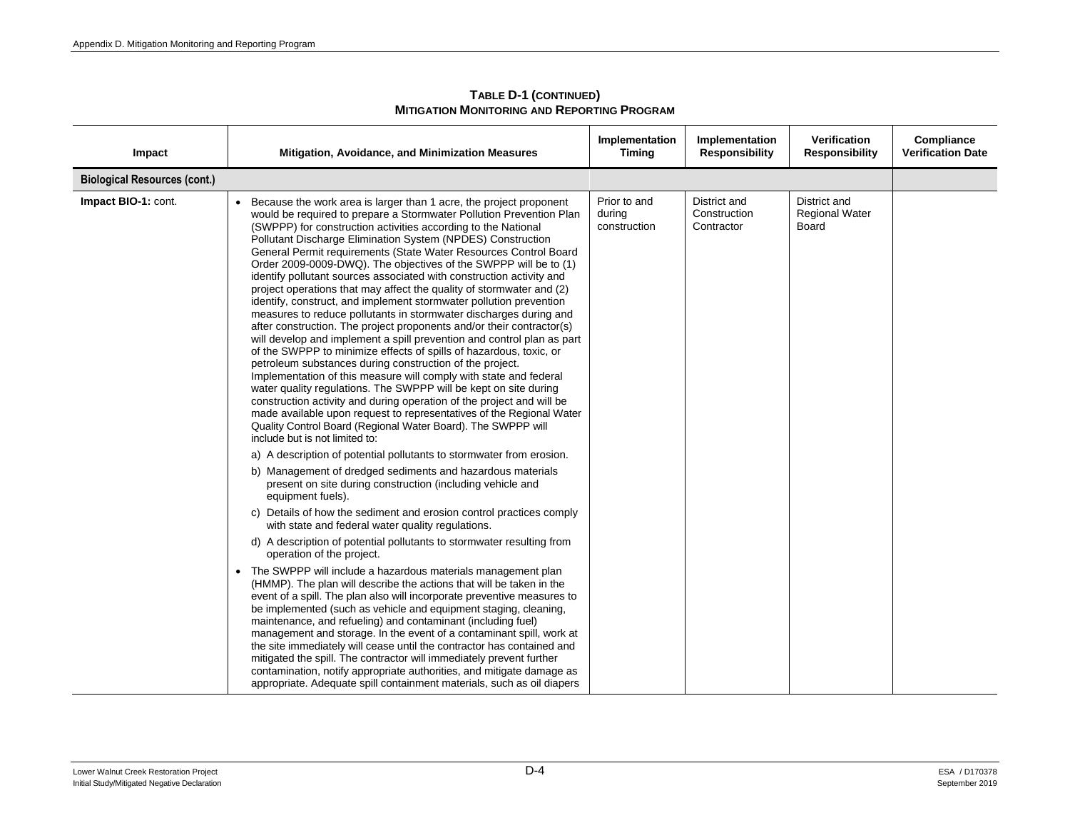**TABLE D-1 (CONTINUED)**
**MITIGATION MONITORING AND REPORTING PROGRAM**

| Impact | Mitigation, Avoidance, and Minimization Measures | Implementation Timing | Implementation Responsibility | Verification Responsibility | Compliance Verification Date |
|---|---|---|---|---|---|
| **Biological Resources (cont.)** | | | | | |
| **Impact BIO-1:** cont. | • Because the work area is larger than 1 acre, the project proponent would be required to prepare a Stormwater Pollution Prevention Plan (SWPPP) for construction activities according to the National Pollutant Discharge Elimination System (NPDES) Construction General Permit requirements (State Water Resources Control Board Order 2009-0009-DWQ). The objectives of the SWPPP will be to (1) identify pollutant sources associated with construction activity and project operations that may affect the quality of stormwater and (2) identify, construct, and implement stormwater pollution prevention measures to reduce pollutants in stormwater discharges during and after construction. The project proponents and/or their contractor(s) will develop and implement a spill prevention and control plan as part of the SWPPP to minimize effects of spills of hazardous, toxic, or petroleum substances during construction of the project. Implementation of this measure will comply with state and federal water quality regulations. The SWPPP will be kept on site during construction activity and during operation of the project and will be made available upon request to representatives of the Regional Water Quality Control Board (Regional Water Board). The SWPPP will include but is not limited to:<br>a) A description of potential pollutants to stormwater from erosion.<br>b) Management of dredged sediments and hazardous materials present on site during construction (including vehicle and equipment fuels).<br>c) Details of how the sediment and erosion control practices comply with state and federal water quality regulations.<br>d) A description of potential pollutants to stormwater resulting from operation of the project.<br>• The SWPPP will include a hazardous materials management plan (HMMP). The plan will describe the actions that will be taken in the event of a spill. The plan also will incorporate preventive measures to be implemented (such as vehicle and equipment staging, cleaning, maintenance, and refueling) and contaminant (including fuel) management and storage. In the event of a contaminant spill, work at the site immediately will cease until the contractor has contained and mitigated the spill. The contractor will immediately prevent further contamination, notify appropriate authorities, and mitigate damage as appropriate. Adequate spill containment materials, such as oil diapers | Prior to and during construction | District and Construction Contractor | District and Regional Water Board | |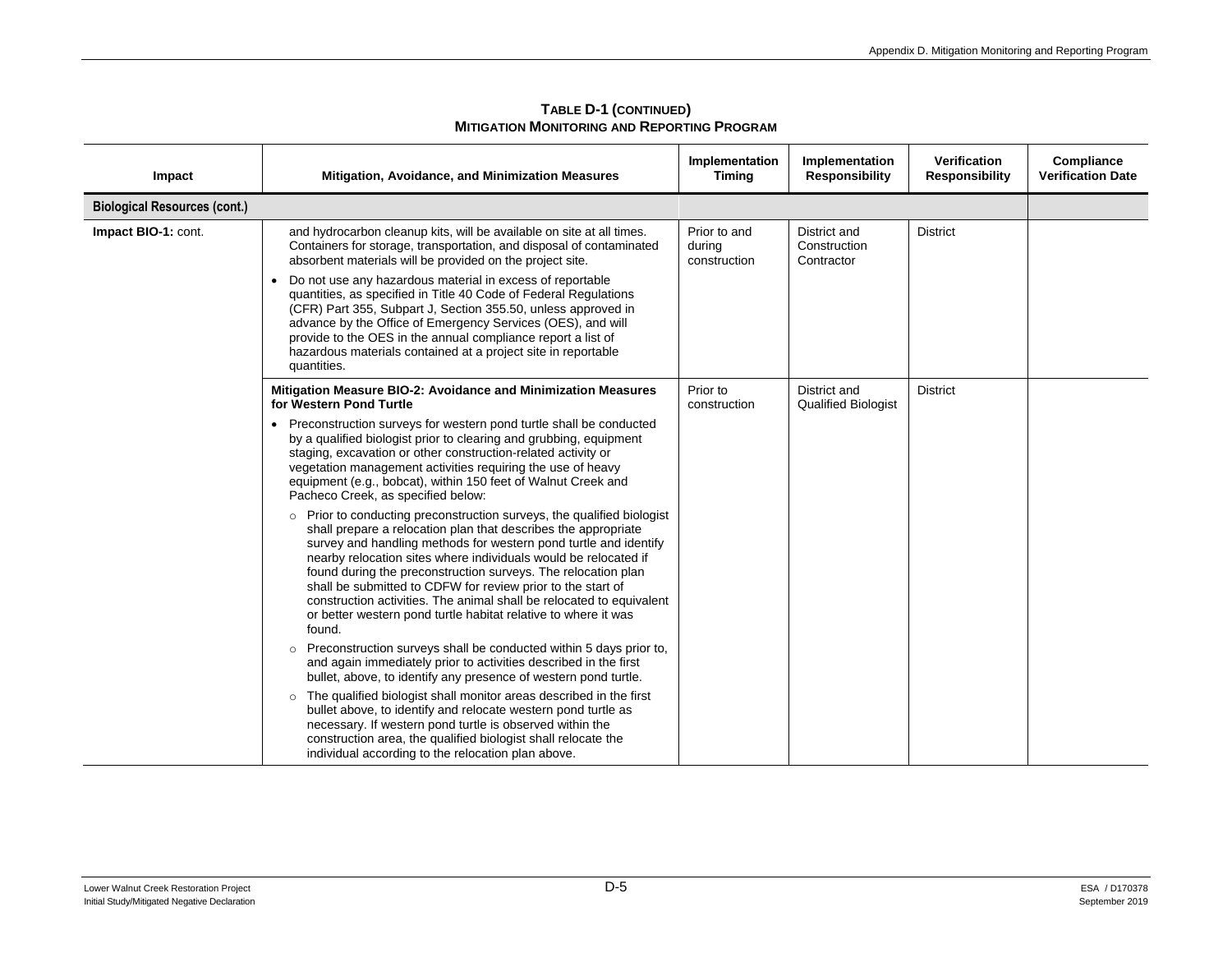**TABLE D-1 (CONTINUED)**
**MITIGATION MONITORING AND REPORTING PROGRAM**

| Impact | Mitigation, Avoidance, and Minimization Measures | Implementation Timing | Implementation Responsibility | Verification Responsibility | Compliance Verification Date |
|---|---|---|---|---|---|
| **Biological Resources (cont.)** | | | | | |
| **Impact BIO-1:** cont. | and hydrocarbon cleanup kits, will be available on site at all times. Containers for storage, transportation, and disposal of contaminated absorbent materials will be provided on the project site.<br>• Do not use any hazardous material in excess of reportable quantities, as specified in Title 40 Code of Federal Regulations (CFR) Part 355, Subpart J, Section 355.50, unless approved in advance by the Office of Emergency Services (OES), and will provide to the OES in the annual compliance report a list of hazardous materials contained at a project site in reportable quantities. | Prior to and during construction | District and Construction Contractor | District | |
| | **Mitigation Measure BIO-2: Avoidance and Minimization Measures for Western Pond Turtle**<br>• Preconstruction surveys for western pond turtle shall be conducted by a qualified biologist prior to clearing and grubbing, equipment staging, excavation or other construction-related activity or vegetation management activities requiring the use of heavy equipment (e.g., bobcat), within 150 feet of Walnut Creek and Pacheco Creek, as specified below:<br>○ Prior to conducting preconstruction surveys, the qualified biologist shall prepare a relocation plan that describes the appropriate survey and handling methods for western pond turtle and identify nearby relocation sites where individuals would be relocated if found during the preconstruction surveys. The relocation plan shall be submitted to CDFW for review prior to the start of construction activities. The animal shall be relocated to equivalent or better western pond turtle habitat relative to where it was found.<br>○ Preconstruction surveys shall be conducted within 5 days prior to, and again immediately prior to activities described in the first bullet, above, to identify any presence of western pond turtle.<br>○ The qualified biologist shall monitor areas described in the first bullet above, to identify and relocate western pond turtle as necessary. If western pond turtle is observed within the construction area, the qualified biologist shall relocate the individual according to the relocation plan above. | Prior to construction | District and Qualified Biologist | District | |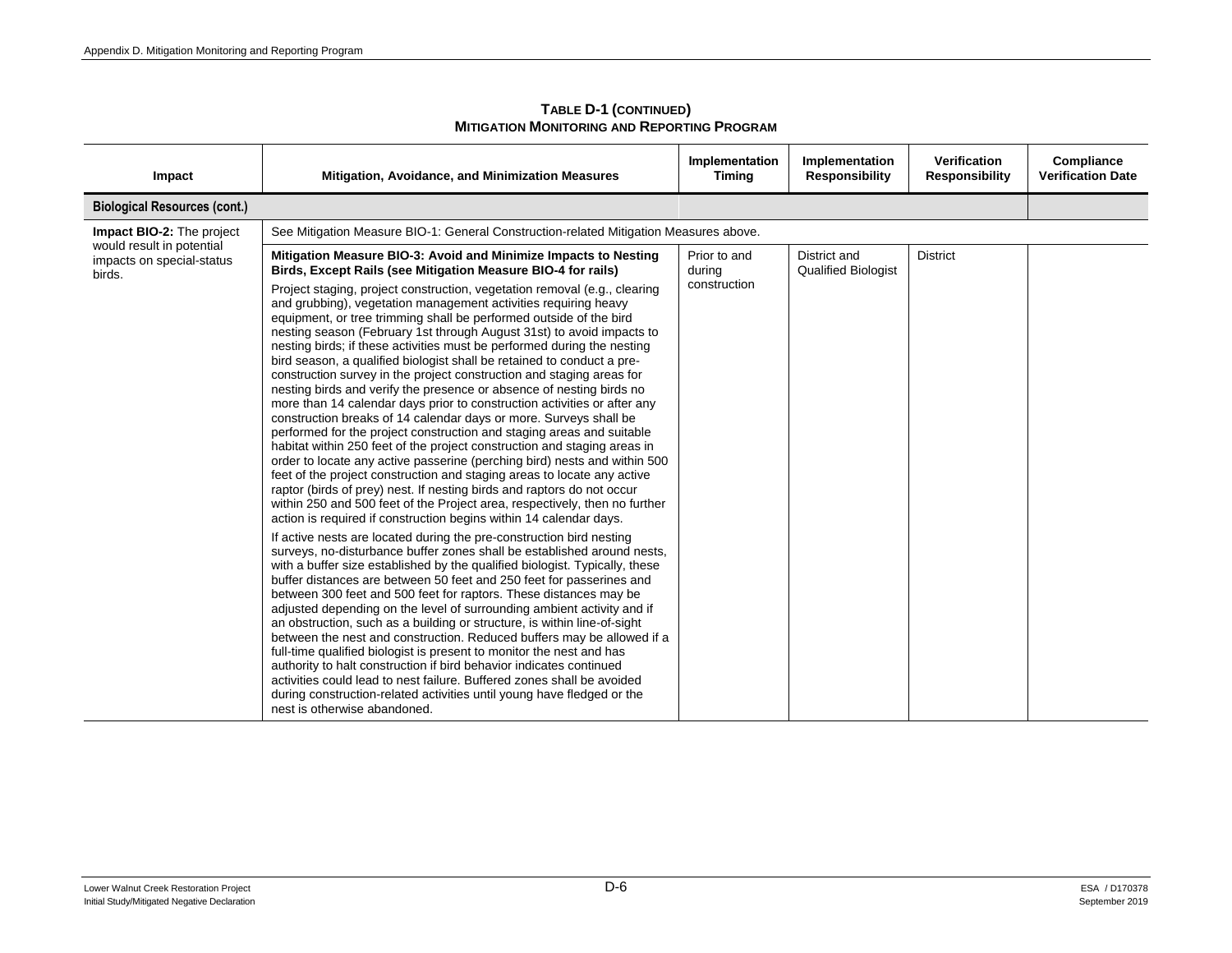**TABLE D-1 (CONTINUED)**
**MITIGATION MONITORING AND REPORTING PROGRAM**

| Impact | Mitigation, Avoidance, and Minimization Measures | Implementation Timing | Implementation Responsibility | Verification Responsibility | Compliance Verification Date |
|---|---|---|---|---|---|
| **Biological Resources (cont.)** | | | | | |
| **Impact BIO-2:** The project would result in potential impacts on special-status birds. | See Mitigation Measure BIO-1: General Construction-related Mitigation Measures above. | | | | |
| | **Mitigation Measure BIO-3: Avoid and Minimize Impacts to Nesting Birds, Except Rails (see Mitigation Measure BIO-4 for rails)**<br><br>Project staging, project construction, vegetation removal (e.g., clearing and grubbing), vegetation management activities requiring heavy equipment, or tree trimming shall be performed outside of the bird nesting season (February 1st through August 31st) to avoid impacts to nesting birds; if these activities must be performed during the nesting bird season, a qualified biologist shall be retained to conduct a pre-construction survey in the project construction and staging areas for nesting birds and verify the presence or absence of nesting birds no more than 14 calendar days prior to construction activities or after any construction breaks of 14 calendar days or more. Surveys shall be performed for the project construction and staging areas and suitable habitat within 250 feet of the project construction and staging areas in order to locate any active passerine (perching bird) nests and within 500 feet of the project construction and staging areas to locate any active raptor (birds of prey) nest. If nesting birds and raptors do not occur within 250 and 500 feet of the Project area, respectively, then no further action is required if construction begins within 14 calendar days.<br><br>If active nests are located during the pre-construction bird nesting surveys, no-disturbance buffer zones shall be established around nests, with a buffer size established by the qualified biologist. Typically, these buffer distances are between 50 feet and 250 feet for passerines and between 300 feet and 500 feet for raptors. These distances may be adjusted depending on the level of surrounding ambient activity and if an obstruction, such as a building or structure, is within line-of-sight between the nest and construction. Reduced buffers may be allowed if a full-time qualified biologist is present to monitor the nest and has authority to halt construction if bird behavior indicates continued activities could lead to nest failure. Buffered zones shall be avoided during construction-related activities until young have fledged or the nest is otherwise abandoned. | Prior to and during construction | District and Qualified Biologist | District | |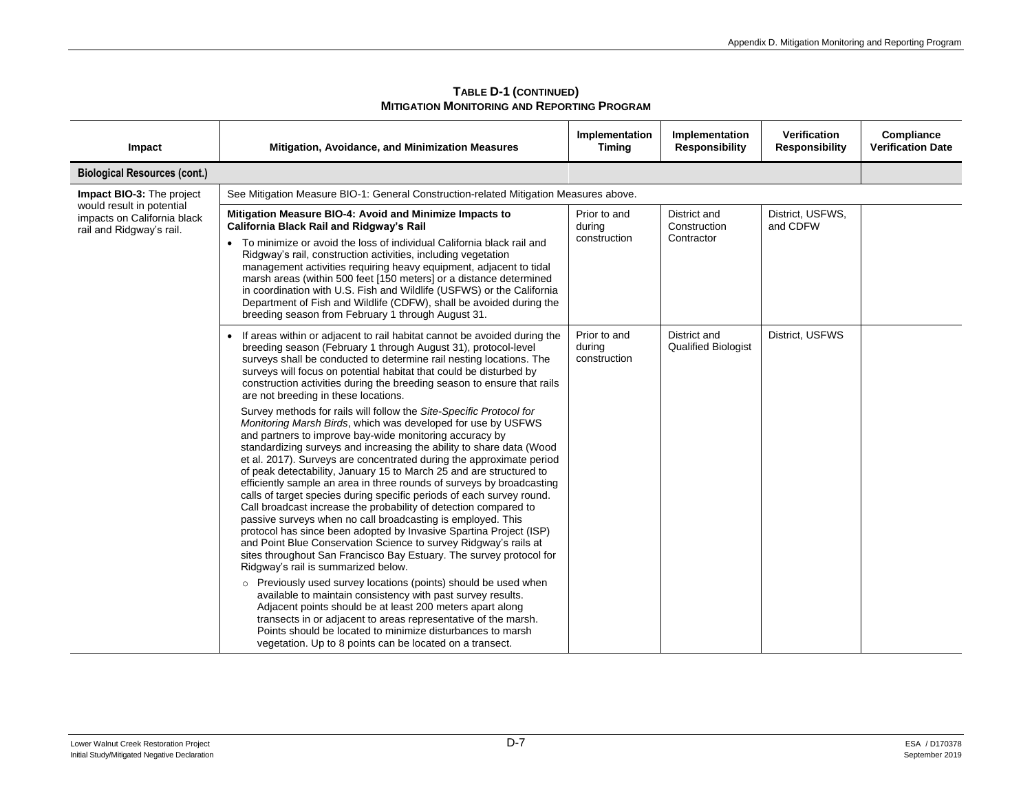**TABLE D-1 (CONTINUED)**
**MITIGATION MONITORING AND REPORTING PROGRAM**

| Impact | Mitigation, Avoidance, and Minimization Measures | Implementation Timing | Implementation Responsibility | Verification Responsibility | Compliance Verification Date |
|---|---|---|---|---|---|
| **Biological Resources (cont.)** | | | | | |
| **Impact BIO-3:** The project would result in potential impacts on California black rail and Ridgway's rail. | See Mitigation Measure BIO-1: General Construction-related Mitigation Measures above. | | | | |
| | **Mitigation Measure BIO-4: Avoid and Minimize Impacts to California Black Rail and Ridgway's Rail**<br>• To minimize or avoid the loss of individual California black rail and Ridgway's rail, construction activities, including vegetation management activities requiring heavy equipment, adjacent to tidal marsh areas (within 500 feet [150 meters] or a distance determined in coordination with U.S. Fish and Wildlife (USFWS) or the California Department of Fish and Wildlife (CDFW), shall be avoided during the breeding season from February 1 through August 31. | Prior to and during construction | District and Construction Contractor | District, USFWS, and CDFW | |
| | • If areas within or adjacent to rail habitat cannot be avoided during the breeding season (February 1 through August 31), protocol-level surveys shall be conducted to determine rail nesting locations. The surveys will focus on potential habitat that could be disturbed by construction activities during the breeding season to ensure that rails are not breeding in these locations.<br>Survey methods for rails will follow the *Site-Specific Protocol for Monitoring Marsh Birds*, which was developed for use by USFWS and partners to improve bay-wide monitoring accuracy by standardizing surveys and increasing the ability to share data (Wood et al. 2017). Surveys are concentrated during the approximate period of peak detectability, January 15 to March 25 and are structured to efficiently sample an area in three rounds of surveys by broadcasting calls of target species during specific periods of each survey round. Call broadcast increase the probability of detection compared to passive surveys when no call broadcasting is employed. This protocol has since been adopted by Invasive Spartina Project (ISP) and Point Blue Conservation Science to survey Ridgway's rails at sites throughout San Francisco Bay Estuary. The survey protocol for Ridgway's rail is summarized below.<br>○ Previously used survey locations (points) should be used when available to maintain consistency with past survey results. Adjacent points should be at least 200 meters apart along transects in or adjacent to areas representative of the marsh. Points should be located to minimize disturbances to marsh vegetation. Up to 8 points can be located on a transect. | Prior to and during construction | District and Qualified Biologist | District, USFWS | |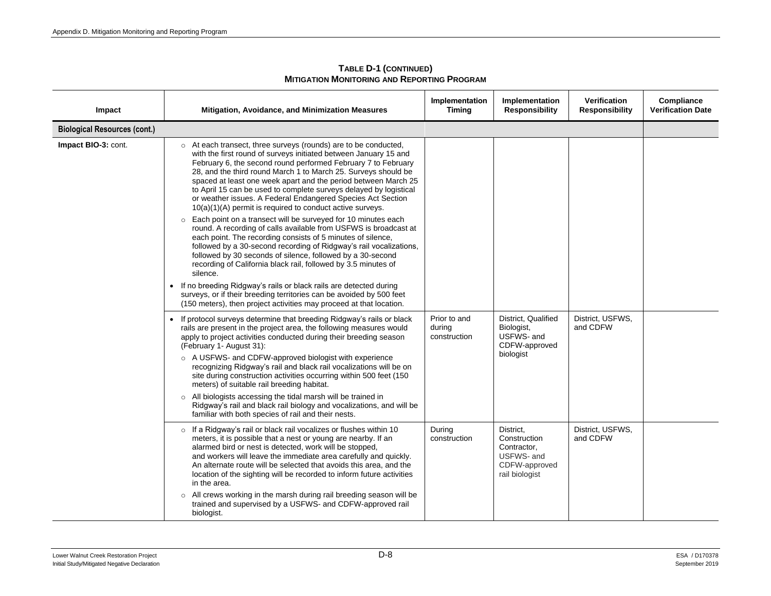**TABLE D-1 (CONTINUED)**
**MITIGATION MONITORING AND REPORTING PROGRAM**

| Impact | Mitigation, Avoidance, and Minimization Measures | Implementation Timing | Implementation Responsibility | Verification Responsibility | Compliance Verification Date |
|---|---|---|---|---|---|
| **Biological Resources (cont.)** | | | | | |
| **Impact BIO-3:** cont. | ○ At each transect, three surveys (rounds) are to be conducted, with the first round of surveys initiated between January 15 and February 6, the second round performed February 7 to February 28, and the third round March 1 to March 25. Surveys should be spaced at least one week apart and the period between March 25 to April 15 can be used to complete surveys delayed by logistical or weather issues. A Federal Endangered Species Act Section 10(a)(1)(A) permit is required to conduct active surveys.<br>○ Each point on a transect will be surveyed for 10 minutes each round. A recording of calls available from USFWS is broadcast at each point. The recording consists of 5 minutes of silence, followed by a 30-second recording of Ridgway's rail vocalizations, followed by 30 seconds of silence, followed by a 30-second recording of California black rail, followed by 3.5 minutes of silence.<br>• If no breeding Ridgway's rails or black rails are detected during surveys, or if their breeding territories can be avoided by 500 feet (150 meters), then project activities may proceed at that location. | | | | |
| | • If protocol surveys determine that breeding Ridgway's rails or black rails are present in the project area, the following measures would apply to project activities conducted during their breeding season (February 1- August 31):<br>○ A USFWS- and CDFW-approved biologist with experience recognizing Ridgway's rail and black rail vocalizations will be on site during construction activities occurring within 500 feet (150 meters) of suitable rail breeding habitat.<br>○ All biologists accessing the tidal marsh will be trained in Ridgway's rail and black rail biology and vocalizations, and will be familiar with both species of rail and their nests. | Prior to and during construction | District, Qualified Biologist, USFWS- and CDFW-approved biologist | District, USFWS, and CDFW | |
| | ○ If a Ridgway's rail or black rail vocalizes or flushes within 10 meters, it is possible that a nest or young are nearby. If an alarmed bird or nest is detected, work will be stopped, and workers will leave the immediate area carefully and quickly. An alternate route will be selected that avoids this area, and the location of the sighting will be recorded to inform future activities in the area.<br>○ All crews working in the marsh during rail breeding season will be trained and supervised by a USFWS- and CDFW-approved rail biologist. | During construction | District, Construction Contractor, USFWS- and CDFW-approved rail biologist | District, USFWS, and CDFW | |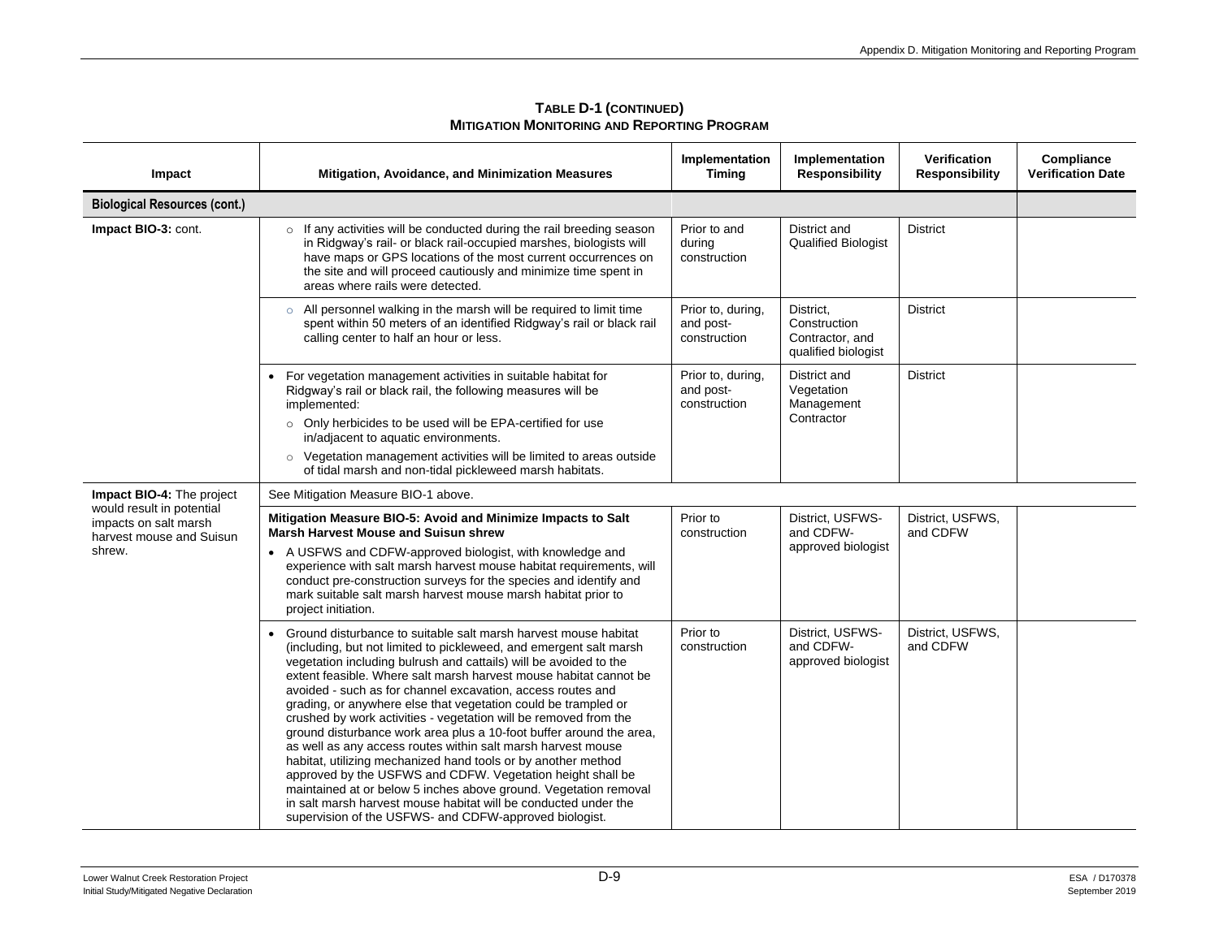**TABLE D-1 (CONTINUED)**
**MITIGATION MONITORING AND REPORTING PROGRAM**

| Impact | Mitigation, Avoidance, and Minimization Measures | Implementation Timing | Implementation Responsibility | Verification Responsibility | Compliance Verification Date |
|---|---|---|---|---|---|
| **Biological Resources (cont.)** | | | | | |
| **Impact BIO-3:** cont. | ○ If any activities will be conducted during the rail breeding season in Ridgway's rail- or black rail-occupied marshes, biologists will have maps or GPS locations of the most current occurrences on the site and will proceed cautiously and minimize time spent in areas where rails were detected. | Prior to and during construction | District and Qualified Biologist | District | |
| | ○ All personnel walking in the marsh will be required to limit time spent within 50 meters of an identified Ridgway's rail or black rail calling center to half an hour or less. | Prior to, during, and post-construction | District, Construction Contractor, and qualified biologist | District | |
| | • For vegetation management activities in suitable habitat for Ridgway's rail or black rail, the following measures will be implemented:<br>○ Only herbicides to be used will be EPA-certified for use in/adjacent to aquatic environments.<br>○ Vegetation management activities will be limited to areas outside of tidal marsh and non-tidal pickleweed marsh habitats. | Prior to, during, and post-construction | District and Vegetation Management Contractor | District | |
| **Impact BIO-4:** The project would result in potential impacts on salt marsh harvest mouse and Suisun shrew. | See Mitigation Measure BIO-1 above. | | | | |
| | **Mitigation Measure BIO-5: Avoid and Minimize Impacts to Salt Marsh Harvest Mouse and Suisun shrew**<br>• A USFWS and CDFW-approved biologist, with knowledge and experience with salt marsh harvest mouse habitat requirements, will conduct pre-construction surveys for the species and identify and mark suitable salt marsh harvest mouse marsh habitat prior to project initiation. | Prior to construction | District, USFWS- and CDFW-approved biologist | District, USFWS, and CDFW | |
| | • Ground disturbance to suitable salt marsh harvest mouse habitat (including, but not limited to pickleweed, and emergent salt marsh vegetation including bulrush and cattails) will be avoided to the extent feasible. Where salt marsh harvest mouse habitat cannot be avoided - such as for channel excavation, access routes and grading, or anywhere else that vegetation could be trampled or crushed by work activities - vegetation will be removed from the ground disturbance work area plus a 10-foot buffer around the area, as well as any access routes within salt marsh harvest mouse habitat, utilizing mechanized hand tools or by another method approved by the USFWS and CDFW. Vegetation height shall be maintained at or below 5 inches above ground. Vegetation removal in salt marsh harvest mouse habitat will be conducted under the supervision of the USFWS- and CDFW-approved biologist. | Prior to construction | District, USFWS- and CDFW-approved biologist | District, USFWS, and CDFW | |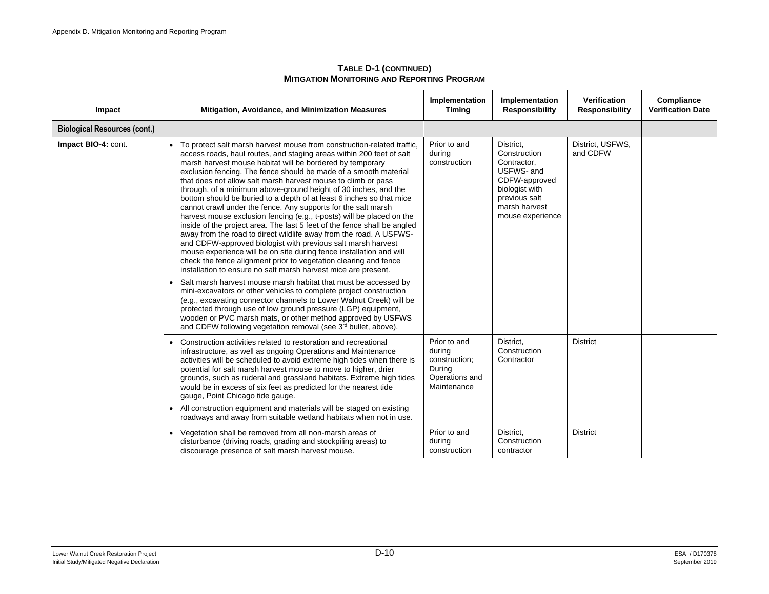**TABLE D-1 (CONTINUED)**
**MITIGATION MONITORING AND REPORTING PROGRAM**

| Impact | Mitigation, Avoidance, and Minimization Measures | Implementation Timing | Implementation Responsibility | Verification Responsibility | Compliance Verification Date |
|---|---|---|---|---|---|
| **Biological Resources (cont.)** | | | | | |
| **Impact BIO-4:** cont. | • To protect salt marsh harvest mouse from construction-related traffic, access roads, haul routes, and staging areas within 200 feet of salt marsh harvest mouse habitat will be bordered by temporary exclusion fencing. The fence should be made of a smooth material that does not allow salt marsh harvest mouse to climb or pass through, of a minimum above-ground height of 30 inches, and the bottom should be buried to a depth of at least 6 inches so that mice cannot crawl under the fence. Any supports for the salt marsh harvest mouse exclusion fencing (e.g., t-posts) will be placed on the inside of the project area. The last 5 feet of the fence shall be angled away from the road to direct wildlife away from the road. A USFWS- and CDFW-approved biologist with previous salt marsh harvest mouse experience will be on site during fence installation and will check the fence alignment prior to vegetation clearing and fence installation to ensure no salt marsh harvest mice are present.<br>• Salt marsh harvest mouse marsh habitat that must be accessed by mini-excavators or other vehicles to complete project construction (e.g., excavating connector channels to Lower Walnut Creek) will be protected through use of low ground pressure (LGP) equipment, wooden or PVC marsh mats, or other method approved by USFWS and CDFW following vegetation removal (see 3rd bullet, above). | Prior to and during construction | District, Construction Contractor, USFWS- and CDFW-approved biologist with previous salt marsh harvest mouse experience | District, USFWS, and CDFW | |
| | • Construction activities related to restoration and recreational infrastructure, as well as ongoing Operations and Maintenance activities will be scheduled to avoid extreme high tides when there is potential for salt marsh harvest mouse to move to higher, drier grounds, such as ruderal and grassland habitats. Extreme high tides would be in excess of six feet as predicted for the nearest tide gauge, Point Chicago tide gauge.<br>• All construction equipment and materials will be staged on existing roadways and away from suitable wetland habitats when not in use. | Prior to and during construction; During Operations and Maintenance | District, Construction Contractor | District | |
| | • Vegetation shall be removed from all non-marsh areas of disturbance (driving roads, grading and stockpiling areas) to discourage presence of salt marsh harvest mouse. | Prior to and during construction | District, Construction contractor | District | |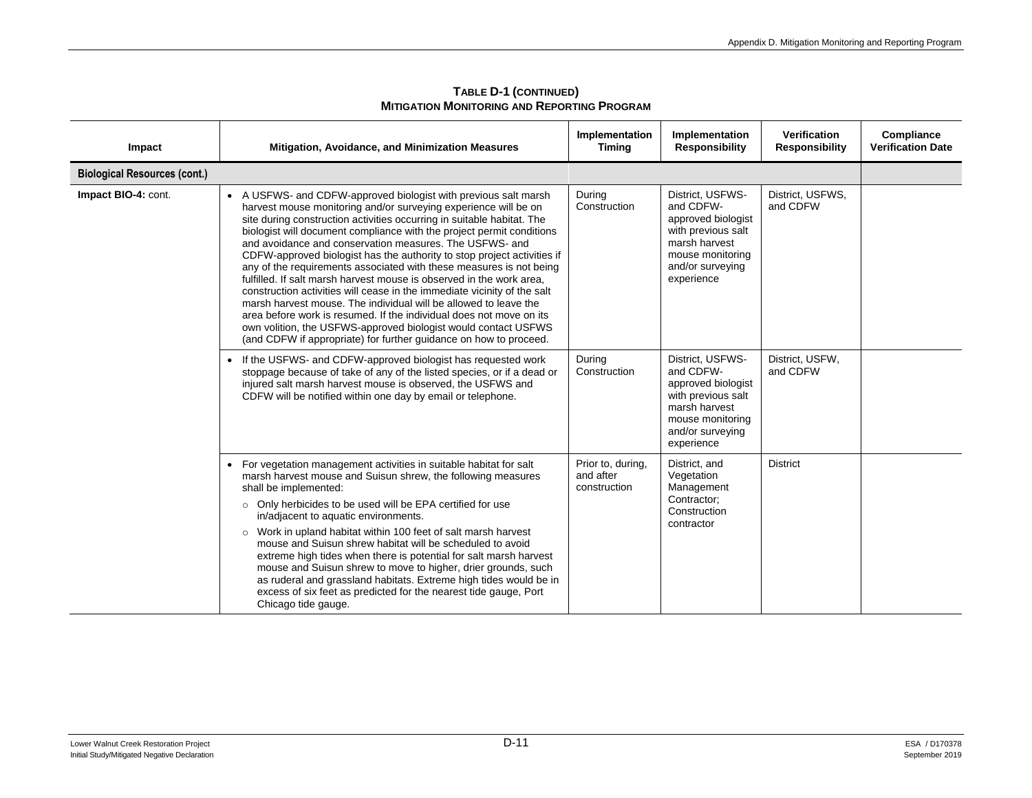**TABLE D-1 (CONTINUED)**
**MITIGATION MONITORING AND REPORTING PROGRAM**

| Impact | Mitigation, Avoidance, and Minimization Measures | Implementation Timing | Implementation Responsibility | Verification Responsibility | Compliance Verification Date |
|---|---|---|---|---|---|
| **Biological Resources (cont.)** | | | | | |
| **Impact BIO-4:** cont. | • A USFWS- and CDFW-approved biologist with previous salt marsh harvest mouse monitoring and/or surveying experience will be on site during construction activities occurring in suitable habitat. The biologist will document compliance with the project permit conditions and avoidance and conservation measures. The USFWS- and CDFW-approved biologist has the authority to stop project activities if any of the requirements associated with these measures is not being fulfilled. If salt marsh harvest mouse is observed in the work area, construction activities will cease in the immediate vicinity of the salt marsh harvest mouse. The individual will be allowed to leave the area before work is resumed. If the individual does not move on its own volition, the USFWS-approved biologist would contact USFWS (and CDFW if appropriate) for further guidance on how to proceed. | During Construction | District, USFWS- and CDFW-approved biologist with previous salt marsh harvest mouse monitoring and/or surveying experience | District, USFWS, and CDFW | |
| | • If the USFWS- and CDFW-approved biologist has requested work stoppage because of take of any of the listed species, or if a dead or injured salt marsh harvest mouse is observed, the USFWS and CDFW will be notified within one day by email or telephone. | During Construction | District, USFWS- and CDFW-approved biologist with previous salt marsh harvest mouse monitoring and/or surveying experience | District, USFW, and CDFW | |
| | • For vegetation management activities in suitable habitat for salt marsh harvest mouse and Suisun shrew, the following measures shall be implemented:<br>○ Only herbicides to be used will be EPA certified for use in/adjacent to aquatic environments.<br>○ Work in upland habitat within 100 feet of salt marsh harvest mouse and Suisun shrew habitat will be scheduled to avoid extreme high tides when there is potential for salt marsh harvest mouse and Suisun shrew to move to higher, drier grounds, such as ruderal and grassland habitats. Extreme high tides would be in excess of six feet as predicted for the nearest tide gauge, Port Chicago tide gauge. | Prior to, during, and after construction | District, and Vegetation Management Contractor; Construction contractor | District | |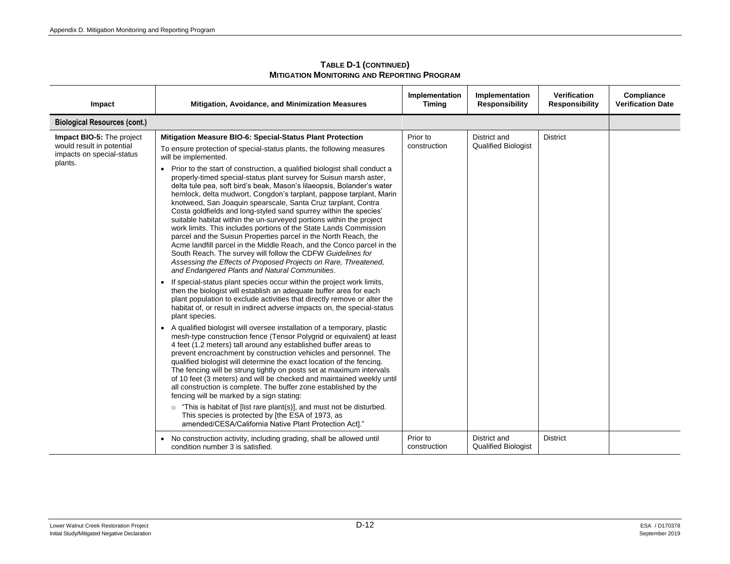**TABLE D-1 (CONTINUED)**
**MITIGATION MONITORING AND REPORTING PROGRAM**

| Impact | Mitigation, Avoidance, and Minimization Measures | Implementation Timing | Implementation Responsibility | Verification Responsibility | Compliance Verification Date |
|---|---|---|---|---|---|
| **Biological Resources (cont.)** | | | | | |
| **Impact BIO-5:** The project would result in potential impacts on special-status plants. | **Mitigation Measure BIO-6: Special-Status Plant Protection**<br>To ensure protection of special-status plants, the following measures will be implemented.<br>• Prior to the start of construction, a qualified biologist shall conduct a properly-timed special-status plant survey for Suisun marsh aster, delta tule pea, soft bird's beak, Mason's lilaeopsis, Bolander's water hemlock, delta mudwort, Congdon's tarplant, pappose tarplant, Marin knotweed, San Joaquin spearscale, Santa Cruz tarplant, Contra Costa goldfields and long-styled sand spurrey within the species' suitable habitat within the un-surveyed portions within the project work limits. This includes portions of the State Lands Commission parcel and the Suisun Properties parcel in the North Reach, the Acme landfill parcel in the Middle Reach, and the Conco parcel in the South Reach. The survey will follow the CDFW *Guidelines for Assessing the Effects of Proposed Projects on Rare, Threatened, and Endangered Plants and Natural Communities*.<br>• If special-status plant species occur within the project work limits, then the biologist will establish an adequate buffer area for each plant population to exclude activities that directly remove or alter the habitat of, or result in indirect adverse impacts on, the special-status plant species.<br>• A qualified biologist will oversee installation of a temporary, plastic mesh-type construction fence (Tensor Polygrid or equivalent) at least 4 feet (1.2 meters) tall around any established buffer areas to prevent encroachment by construction vehicles and personnel. The qualified biologist will determine the exact location of the fencing. The fencing will be strung tightly on posts set at maximum intervals of 10 feet (3 meters) and will be checked and maintained weekly until all construction is complete. The buffer zone established by the fencing will be marked by a sign stating:<br>&nbsp;&nbsp;○ "This is habitat of [list rare plant(s)], and must not be disturbed. This species is protected by [the ESA of 1973, as amended/CESA/California Native Plant Protection Act]." | Prior to construction | District and Qualified Biologist | District | |
| | • No construction activity, including grading, shall be allowed until condition number 3 is satisfied. | Prior to construction | District and Qualified Biologist | District | |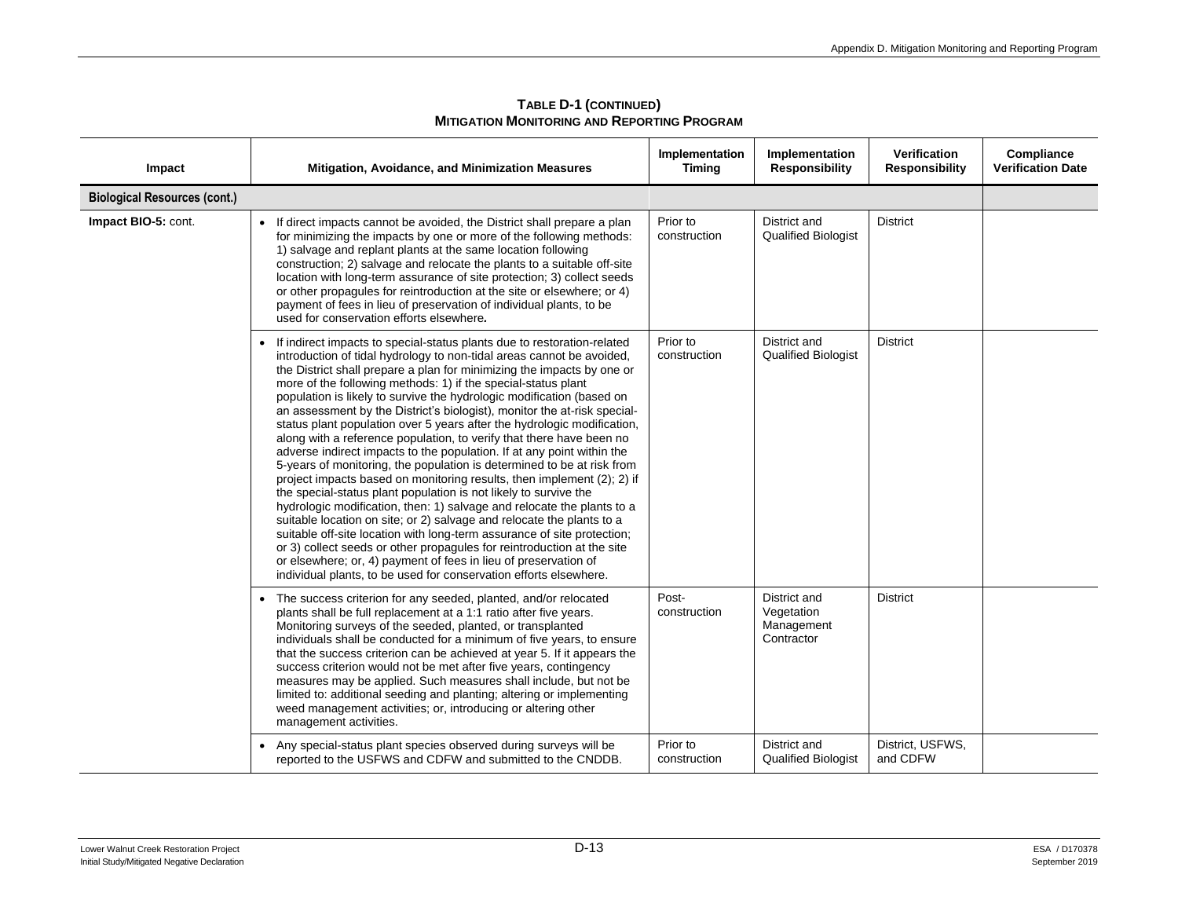**TABLE D-1 (CONTINUED)**
**MITIGATION MONITORING AND REPORTING PROGRAM**

| Impact | Mitigation, Avoidance, and Minimization Measures | Implementation Timing | Implementation Responsibility | Verification Responsibility | Compliance Verification Date |
|---|---|---|---|---|---|
| **Biological Resources (cont.)** | | | | | |
| **Impact BIO-5:** cont. | • If direct impacts cannot be avoided, the District shall prepare a plan for minimizing the impacts by one or more of the following methods: 1) salvage and replant plants at the same location following construction; 2) salvage and relocate the plants to a suitable off-site location with long-term assurance of site protection; 3) collect seeds or other propagules for reintroduction at the site or elsewhere; or 4) payment of fees in lieu of preservation of individual plants, to be used for conservation efforts elsewhere**.** | Prior to construction | District and Qualified Biologist | District | |
| | • If indirect impacts to special-status plants due to restoration-related introduction of tidal hydrology to non-tidal areas cannot be avoided, the District shall prepare a plan for minimizing the impacts by one or more of the following methods: 1) if the special-status plant population is likely to survive the hydrologic modification (based on an assessment by the District's biologist), monitor the at-risk special-status plant population over 5 years after the hydrologic modification, along with a reference population, to verify that there have been no adverse indirect impacts to the population. If at any point within the 5-years of monitoring, the population is determined to be at risk from project impacts based on monitoring results, then implement (2); 2) if the special-status plant population is not likely to survive the hydrologic modification, then: 1) salvage and relocate the plants to a suitable location on site; or 2) salvage and relocate the plants to a suitable off-site location with long-term assurance of site protection; or 3) collect seeds or other propagules for reintroduction at the site or elsewhere; or, 4) payment of fees in lieu of preservation of individual plants, to be used for conservation efforts elsewhere. | Prior to construction | District and Qualified Biologist | District | |
| | • The success criterion for any seeded, planted, and/or relocated plants shall be full replacement at a 1:1 ratio after five years. Monitoring surveys of the seeded, planted, or transplanted individuals shall be conducted for a minimum of five years, to ensure that the success criterion can be achieved at year 5. If it appears the success criterion would not be met after five years, contingency measures may be applied. Such measures shall include, but not be limited to: additional seeding and planting; altering or implementing weed management activities; or, introducing or altering other management activities. | Post-construction | District and Vegetation Management Contractor | District | |
| | • Any special-status plant species observed during surveys will be reported to the USFWS and CDFW and submitted to the CNDDB. | Prior to construction | District and Qualified Biologist | District, USFWS, and CDFW | |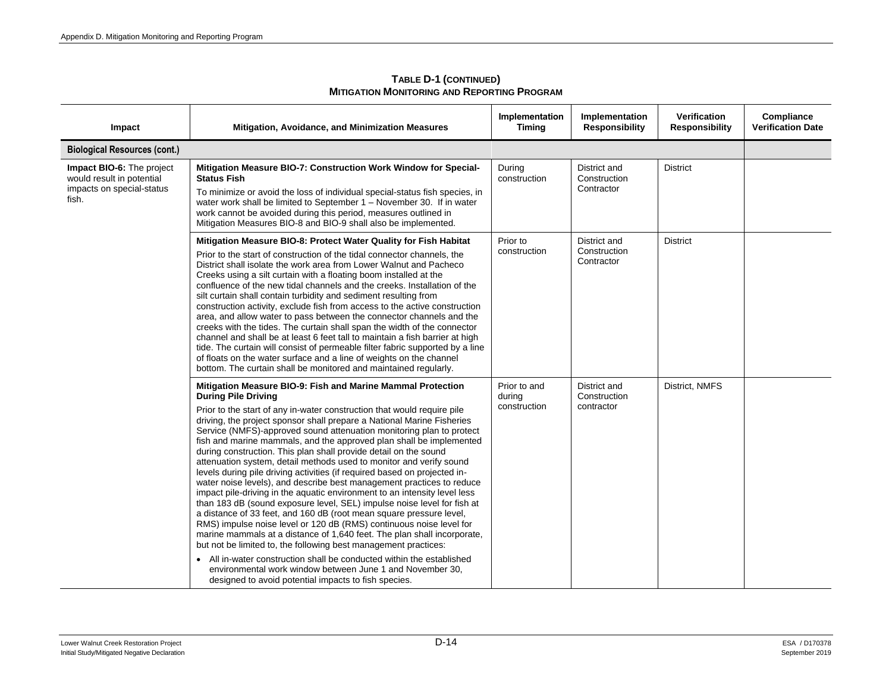**TABLE D-1 (CONTINUED)**
**MITIGATION MONITORING AND REPORTING PROGRAM**

| Impact | Mitigation, Avoidance, and Minimization Measures | Implementation Timing | Implementation Responsibility | Verification Responsibility | Compliance Verification Date |
|---|---|---|---|---|---|
| **Biological Resources (cont.)** | | | | | |
| **Impact BIO-6:** The project would result in potential impacts on special-status fish. | **Mitigation Measure BIO-7: Construction Work Window for Special-Status Fish**<br>To minimize or avoid the loss of individual special-status fish species, in water work shall be limited to September 1 – November 30. If in water work cannot be avoided during this period, measures outlined in Mitigation Measures BIO-8 and BIO-9 shall also be implemented. | During construction | District and Construction Contractor | District | |
| | **Mitigation Measure BIO-8: Protect Water Quality for Fish Habitat**<br>Prior to the start of construction of the tidal connector channels, the District shall isolate the work area from Lower Walnut and Pacheco Creeks using a silt curtain with a floating boom installed at the confluence of the new tidal channels and the creeks. Installation of the silt curtain shall contain turbidity and sediment resulting from construction activity, exclude fish from access to the active construction area, and allow water to pass between the connector channels and the creeks with the tides. The curtain shall span the width of the connector channel and shall be at least 6 feet tall to maintain a fish barrier at high tide. The curtain will consist of permeable filter fabric supported by a line of floats on the water surface and a line of weights on the channel bottom. The curtain shall be monitored and maintained regularly. | Prior to construction | District and Construction Contractor | District | |
| | **Mitigation Measure BIO-9: Fish and Marine Mammal Protection During Pile Driving**<br>Prior to the start of any in-water construction that would require pile driving, the project sponsor shall prepare a National Marine Fisheries Service (NMFS)-approved sound attenuation monitoring plan to protect fish and marine mammals, and the approved plan shall be implemented during construction. This plan shall provide detail on the sound attenuation system, detail methods used to monitor and verify sound levels during pile driving activities (if required based on projected in-water noise levels), and describe best management practices to reduce impact pile-driving in the aquatic environment to an intensity level less than 183 dB (sound exposure level, SEL) impulse noise level for fish at a distance of 33 feet, and 160 dB (root mean square pressure level, RMS) impulse noise level or 120 dB (RMS) continuous noise level for marine mammals at a distance of 1,640 feet. The plan shall incorporate, but not be limited to, the following best management practices:<br>• All in-water construction shall be conducted within the established environmental work window between June 1 and November 30, designed to avoid potential impacts to fish species. | Prior to and during construction | District and Construction contractor | District, NMFS | |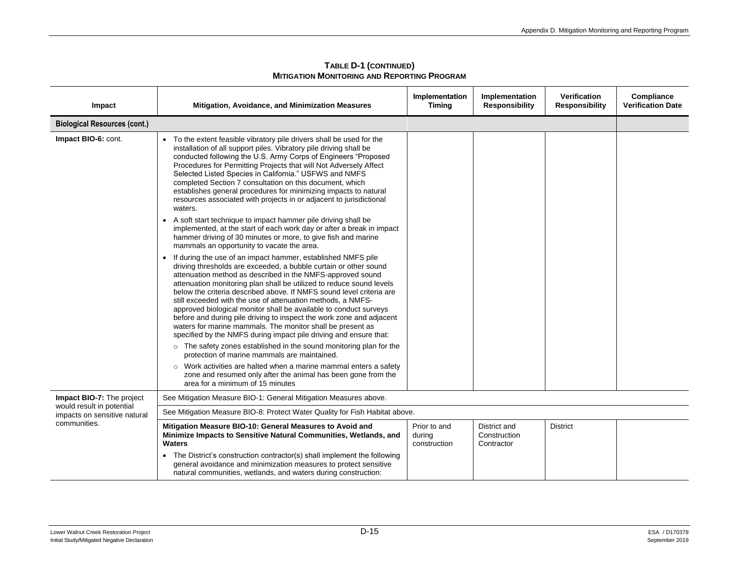**TABLE D-1 (CONTINUED)**
**MITIGATION MONITORING AND REPORTING PROGRAM**

| Impact | Mitigation, Avoidance, and Minimization Measures | Implementation Timing | Implementation Responsibility | Verification Responsibility | Compliance Verification Date |
|---|---|---|---|---|---|
| **Biological Resources (cont.)** | | | | | |
| **Impact BIO-6:** cont. | • To the extent feasible vibratory pile drivers shall be used for the installation of all support piles. Vibratory pile driving shall be conducted following the U.S. Army Corps of Engineers "Proposed Procedures for Permitting Projects that will Not Adversely Affect Selected Listed Species in California." USFWS and NMFS completed Section 7 consultation on this document, which establishes general procedures for minimizing impacts to natural resources associated with projects in or adjacent to jurisdictional waters.<br>• A soft start technique to impact hammer pile driving shall be implemented, at the start of each work day or after a break in impact hammer driving of 30 minutes or more, to give fish and marine mammals an opportunity to vacate the area.<br>• If during the use of an impact hammer, established NMFS pile driving thresholds are exceeded, a bubble curtain or other sound attenuation method as described in the NMFS-approved sound attenuation monitoring plan shall be utilized to reduce sound levels below the criteria described above. If NMFS sound level criteria are still exceeded with the use of attenuation methods, a NMFS-approved biological monitor shall be available to conduct surveys before and during pile driving to inspect the work zone and adjacent waters for marine mammals. The monitor shall be present as specified by the NMFS during impact pile driving and ensure that:<br>  ○ The safety zones established in the sound monitoring plan for the protection of marine mammals are maintained.<br>  ○ Work activities are halted when a marine mammal enters a safety zone and resumed only after the animal has been gone from the area for a minimum of 15 minutes | | | | |
| **Impact BIO-7:** The project would result in potential impacts on sensitive natural communities. | See Mitigation Measure BIO-1: General Mitigation Measures above. | | | | |
| | See Mitigation Measure BIO-8: Protect Water Quality for Fish Habitat above. | | | | |
| | **Mitigation Measure BIO-10: General Measures to Avoid and Minimize Impacts to Sensitive Natural Communities, Wetlands, and Waters**<br>• The District's construction contractor(s) shall implement the following general avoidance and minimization measures to protect sensitive natural communities, wetlands, and waters during construction: | Prior to and during construction | District and Construction Contractor | District | |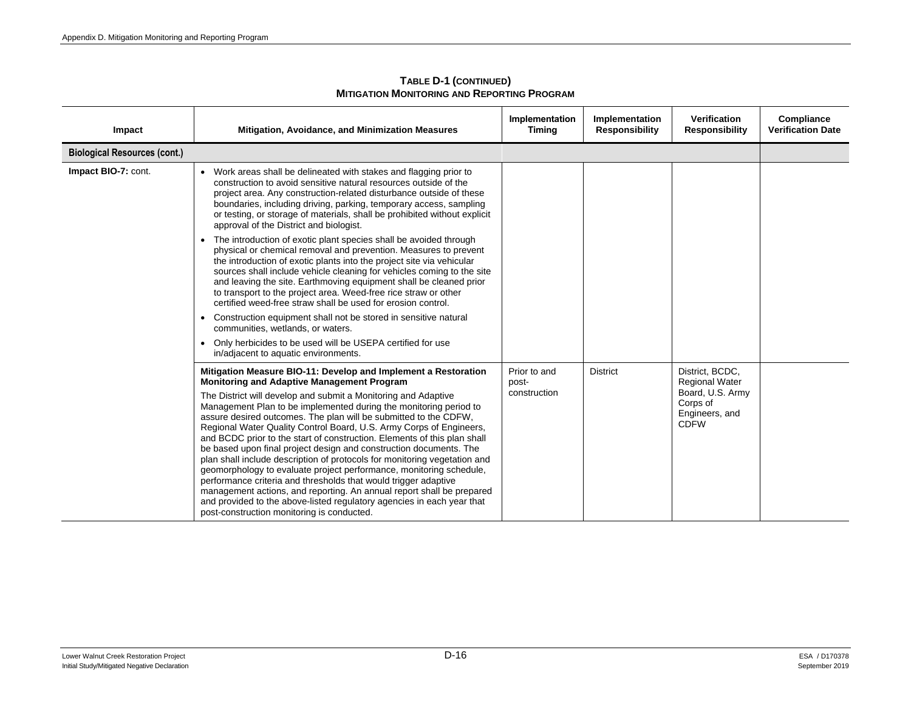**Table D-1 (continued)**
**Mitigation Monitoring and Reporting Program**

| Impact | Mitigation, Avoidance, and Minimization Measures | Implementation Timing | Implementation Responsibility | Verification Responsibility | Compliance Verification Date |
|---|---|---|---|---|---|
| **Biological Resources (cont.)** | | | | | |
| **Impact BIO-7:** cont. | • Work areas shall be delineated with stakes and flagging prior to construction to avoid sensitive natural resources outside of the project area. Any construction-related disturbance outside of these boundaries, including driving, parking, temporary access, sampling or testing, or storage of materials, shall be prohibited without explicit approval of the District and biologist.<br>• The introduction of exotic plant species shall be avoided through physical or chemical removal and prevention. Measures to prevent the introduction of exotic plants into the project site via vehicular sources shall include vehicle cleaning for vehicles coming to the site and leaving the site. Earthmoving equipment shall be cleaned prior to transport to the project area. Weed-free rice straw or other certified weed-free straw shall be used for erosion control.<br>• Construction equipment shall not be stored in sensitive natural communities, wetlands, or waters.<br>• Only herbicides to be used will be USEPA certified for use in/adjacent to aquatic environments. | | | | |
| | **Mitigation Measure BIO-11: Develop and Implement a Restoration Monitoring and Adaptive Management Program**<br>The District will develop and submit a Monitoring and Adaptive Management Plan to be implemented during the monitoring period to assure desired outcomes. The plan will be submitted to the CDFW, Regional Water Quality Control Board, U.S. Army Corps of Engineers, and BCDC prior to the start of construction. Elements of this plan shall be based upon final project design and construction documents. The plan shall include description of protocols for monitoring vegetation and geomorphology to evaluate project performance, monitoring schedule, performance criteria and thresholds that would trigger adaptive management actions, and reporting. An annual report shall be prepared and provided to the above-listed regulatory agencies in each year that post-construction monitoring is conducted. | Prior to and post-construction | District | District, BCDC, Regional Water Board, U.S. Army Corps of Engineers, and CDFW | |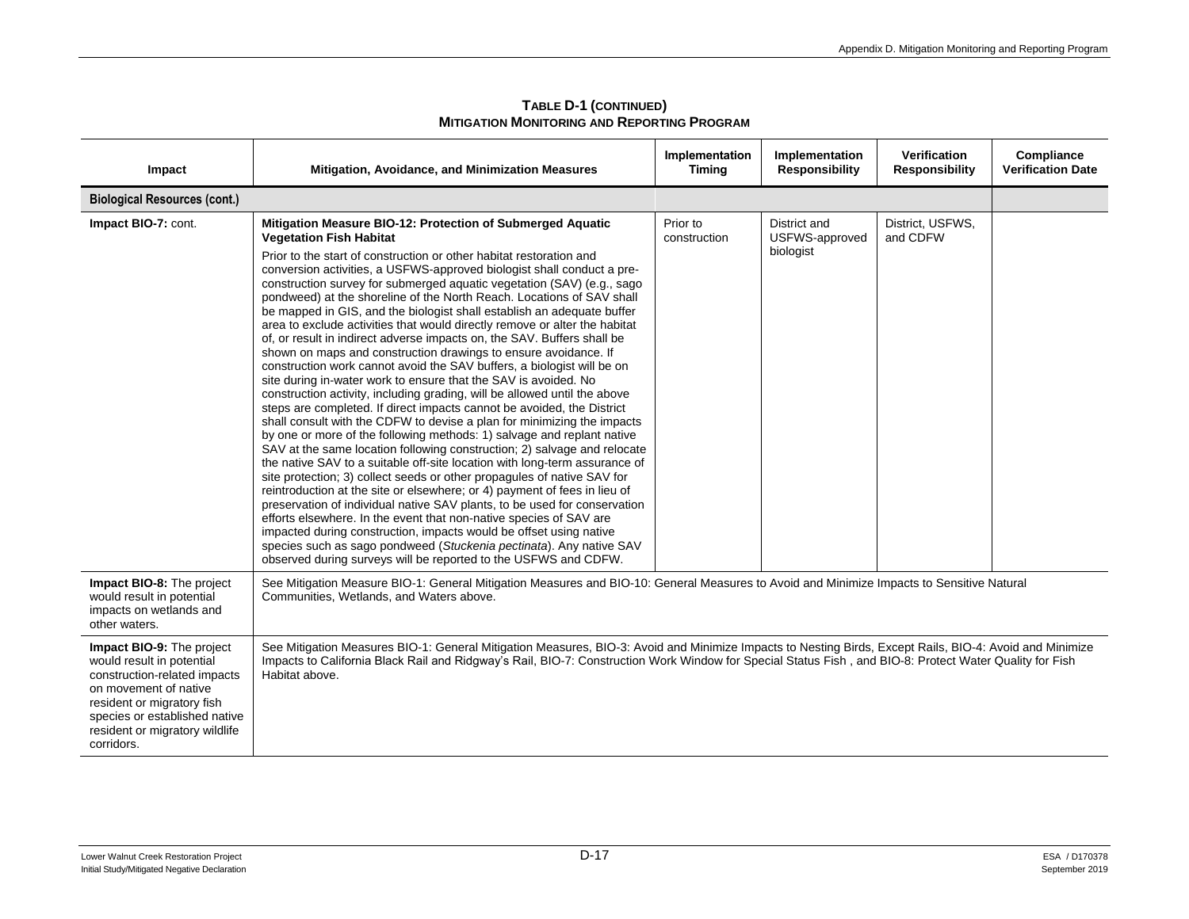**TABLE D-1 (CONTINUED)**
**MITIGATION MONITORING AND REPORTING PROGRAM**

| Impact | Mitigation, Avoidance, and Minimization Measures | Implementation Timing | Implementation Responsibility | Verification Responsibility | Compliance Verification Date |
|---|---|---|---|---|---|
| **Biological Resources (cont.)** | | | | | |
| **Impact BIO-7:** cont. | **Mitigation Measure BIO-12: Protection of Submerged Aquatic Vegetation Fish Habitat**<br><br>Prior to the start of construction or other habitat restoration and conversion activities, a USFWS-approved biologist shall conduct a pre-construction survey for submerged aquatic vegetation (SAV) (e.g., sago pondweed) at the shoreline of the North Reach. Locations of SAV shall be mapped in GIS, and the biologist shall establish an adequate buffer area to exclude activities that would directly remove or alter the habitat of, or result in indirect adverse impacts on, the SAV. Buffers shall be shown on maps and construction drawings to ensure avoidance. If construction work cannot avoid the SAV buffers, a biologist will be on site during in-water work to ensure that the SAV is avoided. No construction activity, including grading, will be allowed until the above steps are completed. If direct impacts cannot be avoided, the District shall consult with the CDFW to devise a plan for minimizing the impacts by one or more of the following methods: 1) salvage and replant native SAV at the same location following construction; 2) salvage and relocate the native SAV to a suitable off-site location with long-term assurance of site protection; 3) collect seeds or other propagules of native SAV for reintroduction at the site or elsewhere; or 4) payment of fees in lieu of preservation of individual native SAV plants, to be used for conservation efforts elsewhere. In the event that non-native species of SAV are impacted during construction, impacts would be offset using native species such as sago pondweed (*Stuckenia pectinata*). Any native SAV observed during surveys will be reported to the USFWS and CDFW. | Prior to construction | District and USFWS-approved biologist | District, USFWS, and CDFW | |
| **Impact BIO-8:** The project would result in potential impacts on wetlands and other waters. | See Mitigation Measure BIO-1: General Mitigation Measures and BIO-10: General Measures to Avoid and Minimize Impacts to Sensitive Natural Communities, Wetlands, and Waters above. | | | | |
| **Impact BIO-9:** The project would result in potential construction-related impacts on movement of native resident or migratory fish species or established native resident or migratory wildlife corridors. | See Mitigation Measures BIO-1: General Mitigation Measures, BIO-3: Avoid and Minimize Impacts to Nesting Birds, Except Rails, BIO-4: Avoid and Minimize Impacts to California Black Rail and Ridgway's Rail, BIO-7: Construction Work Window for Special Status Fish , and BIO-8: Protect Water Quality for Fish Habitat above. | | | | |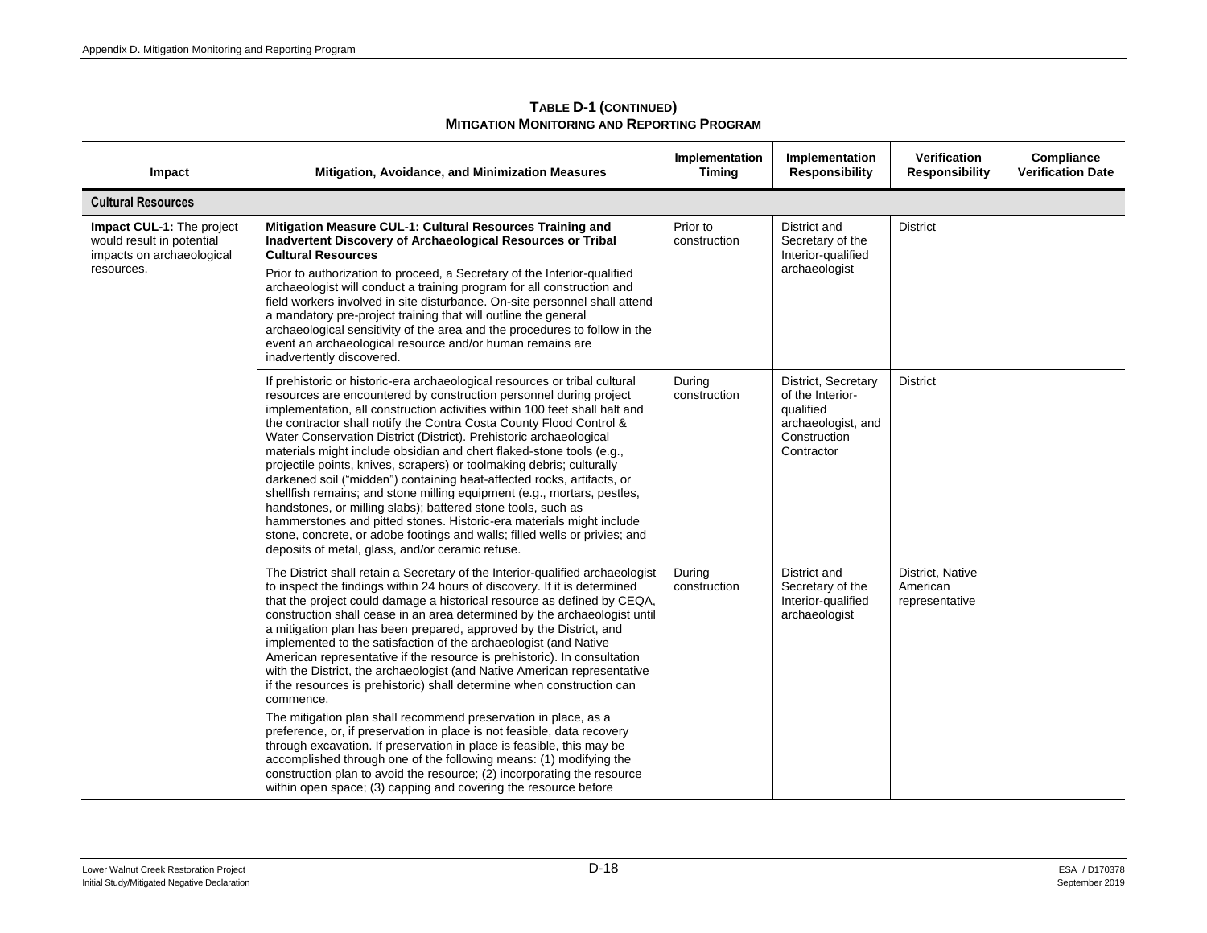**TABLE D-1 (CONTINUED)**
**MITIGATION MONITORING AND REPORTING PROGRAM**

| Impact | Mitigation, Avoidance, and Minimization Measures | Implementation Timing | Implementation Responsibility | Verification Responsibility | Compliance Verification Date |
|---|---|---|---|---|---|
| **Cultural Resources** | | | | | |
| **Impact CUL-1:** The project would result in potential impacts on archaeological resources. | **Mitigation Measure CUL-1: Cultural Resources Training and Inadvertent Discovery of Archaeological Resources or Tribal Cultural Resources**<br><br>Prior to authorization to proceed, a Secretary of the Interior-qualified archaeologist will conduct a training program for all construction and field workers involved in site disturbance. On-site personnel shall attend a mandatory pre-project training that will outline the general archaeological sensitivity of the area and the procedures to follow in the event an archaeological resource and/or human remains are inadvertently discovered. | Prior to construction | District and Secretary of the Interior-qualified archaeologist | District | |
| | If prehistoric or historic-era archaeological resources or tribal cultural resources are encountered by construction personnel during project implementation, all construction activities within 100 feet shall halt and the contractor shall notify the Contra Costa County Flood Control & Water Conservation District (District). Prehistoric archaeological materials might include obsidian and chert flaked-stone tools (e.g., projectile points, knives, scrapers) or toolmaking debris; culturally darkened soil ("midden") containing heat-affected rocks, artifacts, or shellfish remains; and stone milling equipment (e.g., mortars, pestles, handstones, or milling slabs); battered stone tools, such as hammerstones and pitted stones. Historic-era materials might include stone, concrete, or adobe footings and walls; filled wells or privies; and deposits of metal, glass, and/or ceramic refuse. | During construction | District, Secretary of the Interior-qualified archaeologist, and Construction Contractor | District | |
| | The District shall retain a Secretary of the Interior-qualified archaeologist to inspect the findings within 24 hours of discovery. If it is determined that the project could damage a historical resource as defined by CEQA, construction shall cease in an area determined by the archaeologist until a mitigation plan has been prepared, approved by the District, and implemented to the satisfaction of the archaeologist (and Native American representative if the resource is prehistoric). In consultation with the District, the archaeologist (and Native American representative if the resources is prehistoric) shall determine when construction can commence.<br><br>The mitigation plan shall recommend preservation in place, as a preference, or, if preservation in place is not feasible, data recovery through excavation. If preservation in place is feasible, this may be accomplished through one of the following means: (1) modifying the construction plan to avoid the resource; (2) incorporating the resource within open space; (3) capping and covering the resource before | During construction | District and Secretary of the Interior-qualified archaeologist | District, Native American representative | |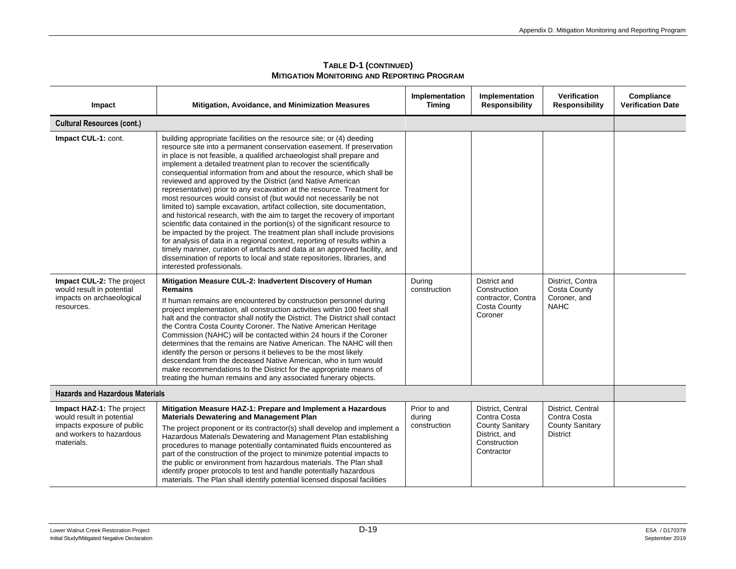**TABLE D-1 (CONTINUED)**
**MITIGATION MONITORING AND REPORTING PROGRAM**

| Impact | Mitigation, Avoidance, and Minimization Measures | Implementation Timing | Implementation Responsibility | Verification Responsibility | Compliance Verification Date |
|---|---|---|---|---|---|
| **Cultural Resources (cont.)** | | | | | |
| **Impact CUL-1:** cont. | building appropriate facilities on the resource site; or (4) deeding resource site into a permanent conservation easement. If preservation in place is not feasible, a qualified archaeologist shall prepare and implement a detailed treatment plan to recover the scientifically consequential information from and about the resource, which shall be reviewed and approved by the District (and Native American representative) prior to any excavation at the resource. Treatment for most resources would consist of (but would not necessarily be not limited to) sample excavation, artifact collection, site documentation, and historical research, with the aim to target the recovery of important scientific data contained in the portion(s) of the significant resource to be impacted by the project. The treatment plan shall include provisions for analysis of data in a regional context, reporting of results within a timely manner, curation of artifacts and data at an approved facility, and dissemination of reports to local and state repositories, libraries, and interested professionals. | | | | |
| **Impact CUL-2:** The project would result in potential impacts on archaeological resources. | **Mitigation Measure CUL-2: Inadvertent Discovery of Human Remains**<br>If human remains are encountered by construction personnel during project implementation, all construction activities within 100 feet shall halt and the contractor shall notify the District. The District shall contact the Contra Costa County Coroner. The Native American Heritage Commission (NAHC) will be contacted within 24 hours if the Coroner determines that the remains are Native American. The NAHC will then identify the person or persons it believes to be the most likely descendant from the deceased Native American, who in turn would make recommendations to the District for the appropriate means of treating the human remains and any associated funerary objects. | During construction | District and Construction contractor, Contra Costa County Coroner | District, Contra Costa County Coroner, and NAHC | |
| **Hazards and Hazardous Materials** | | | | | |
| **Impact HAZ-1:** The project would result in potential impacts exposure of public and workers to hazardous materials. | **Mitigation Measure HAZ-1: Prepare and Implement a Hazardous Materials Dewatering and Management Plan**<br>The project proponent or its contractor(s) shall develop and implement a Hazardous Materials Dewatering and Management Plan establishing procedures to manage potentially contaminated fluids encountered as part of the construction of the project to minimize potential impacts to the public or environment from hazardous materials. The Plan shall identify proper protocols to test and handle potentially hazardous materials. The Plan shall identify potential licensed disposal facilities | Prior to and during construction | District, Central Contra Costa County Sanitary District, and Construction Contractor | District, Central Contra Costa County Sanitary District | |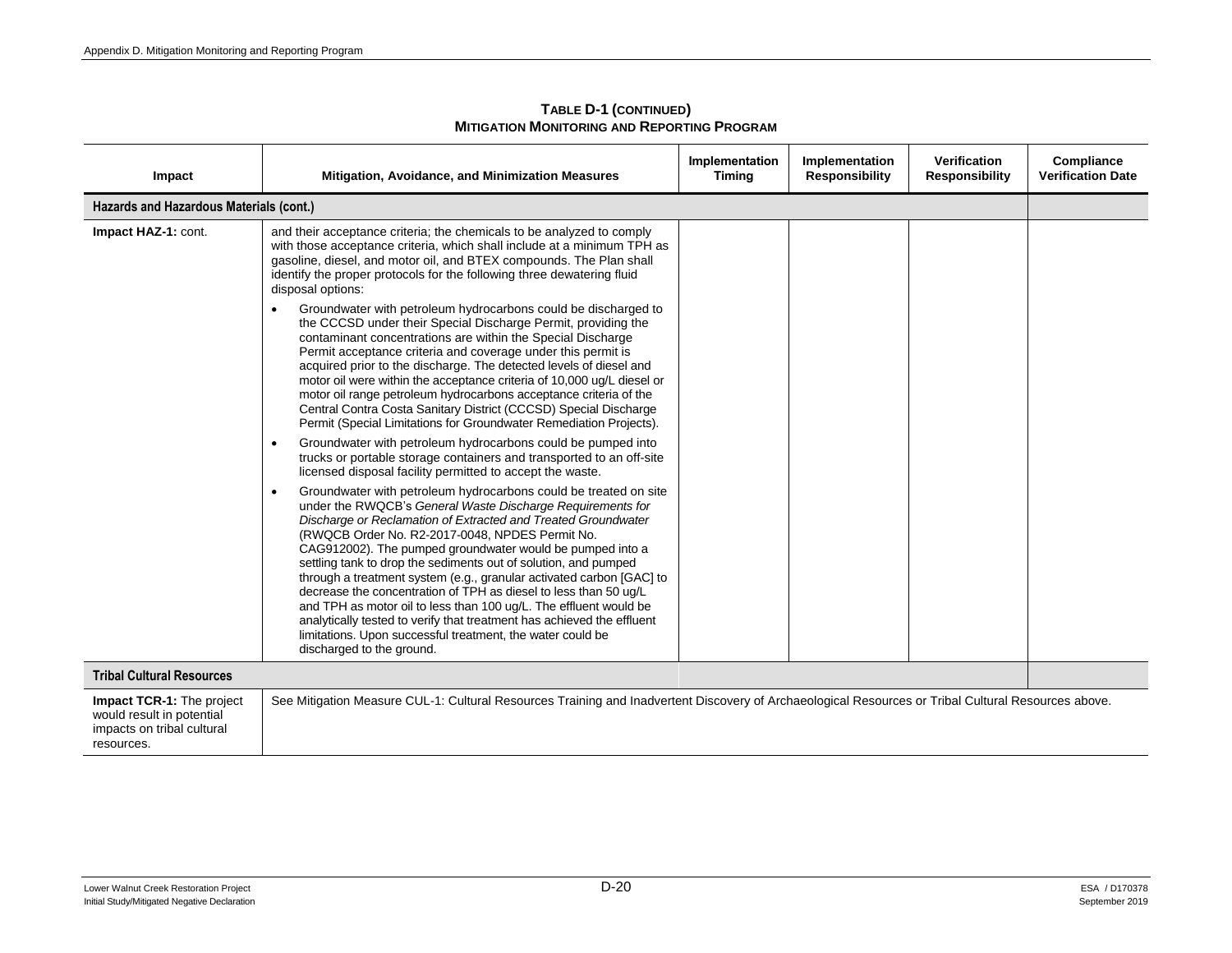**TABLE D-1 (CONTINUED)**
**MITIGATION MONITORING AND REPORTING PROGRAM**

| Impact | Mitigation, Avoidance, and Minimization Measures | Implementation Timing | Implementation Responsibility | Verification Responsibility | Compliance Verification Date |
|---|---|---|---|---|---|
| **Hazards and Hazardous Materials (cont.)** | | | | | |
| **Impact HAZ-1:** cont. | and their acceptance criteria; the chemicals to be analyzed to comply with those acceptance criteria, which shall include at a minimum TPH as gasoline, diesel, and motor oil, and BTEX compounds. The Plan shall identify the proper protocols for the following three dewatering fluid disposal options:<br>• Groundwater with petroleum hydrocarbons could be discharged to the CCCSD under their Special Discharge Permit, providing the contaminant concentrations are within the Special Discharge Permit acceptance criteria and coverage under this permit is acquired prior to the discharge. The detected levels of diesel and motor oil were within the acceptance criteria of 10,000 ug/L diesel or motor oil range petroleum hydrocarbons acceptance criteria of the Central Contra Costa Sanitary District (CCCSD) Special Discharge Permit (Special Limitations for Groundwater Remediation Projects).<br>• Groundwater with petroleum hydrocarbons could be pumped into trucks or portable storage containers and transported to an off-site licensed disposal facility permitted to accept the waste.<br>• Groundwater with petroleum hydrocarbons could be treated on site under the RWQCB's *General Waste Discharge Requirements for Discharge or Reclamation of Extracted and Treated Groundwater* (RWQCB Order No. R2-2017-0048, NPDES Permit No. CAG912002). The pumped groundwater would be pumped into a settling tank to drop the sediments out of solution, and pumped through a treatment system (e.g., granular activated carbon [GAC] to decrease the concentration of TPH as diesel to less than 50 ug/L and TPH as motor oil to less than 100 ug/L. The effluent would be analytically tested to verify that treatment has achieved the effluent limitations. Upon successful treatment, the water could be discharged to the ground. | | | | |
| **Tribal Cultural Resources** | | | | | |
| **Impact TCR-1:** The project would result in potential impacts on tribal cultural resources. | See Mitigation Measure CUL-1: Cultural Resources Training and Inadvertent Discovery of Archaeological Resources or Tribal Cultural Resources above. | | | | |